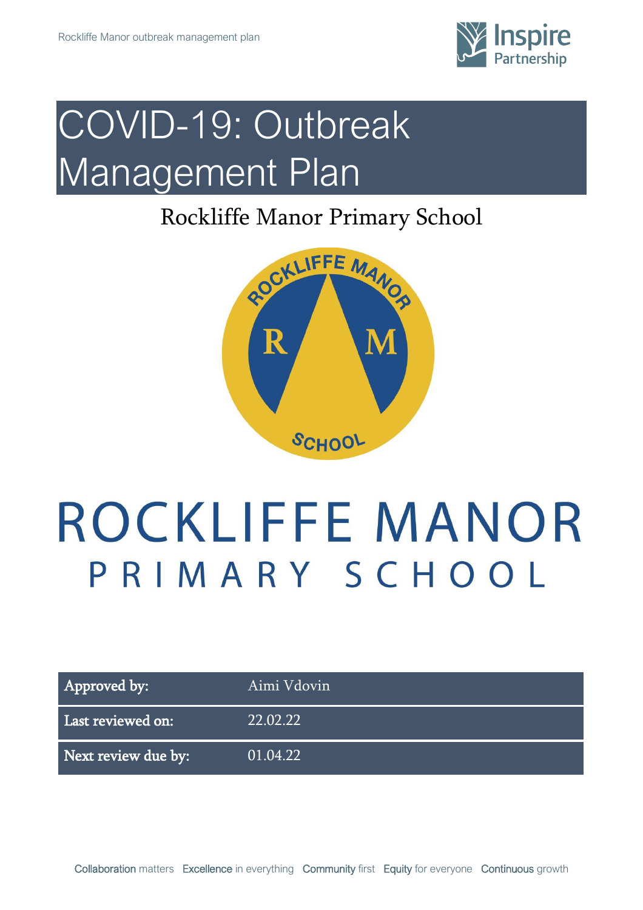# COVID-19: Outbreak Management Plan

## Rockliffe Manor Primary School

ROCKLIFFE MANOR
PRIMARY SCHOOL

| Approved by: | Aimi Vdovin |
| --- | --- |
| Last reviewed on: | 22.02.22 |
| Next review due by: | 01.04.22 |

Collaboration matters   Excellence in everything   Community first   Equity for everyone   Continuous growth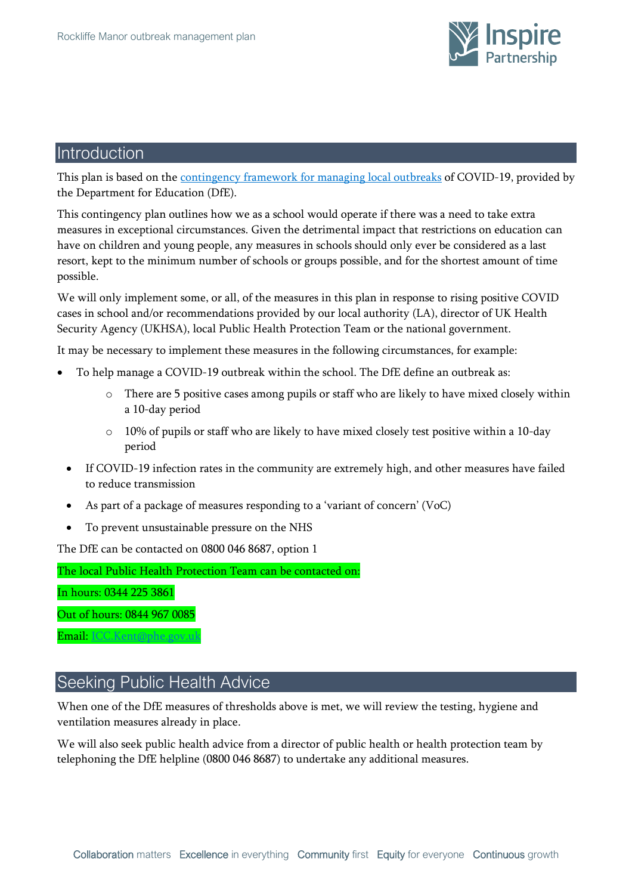## Introduction

This plan is based on the [contingency framework for managing local outbreaks](#) of COVID-19, provided by the Department for Education (DfE).

This contingency plan outlines how we as a school would operate if there was a need to take extra measures in exceptional circumstances. Given the detrimental impact that restrictions on education can have on children and young people, any measures in schools should only ever be considered as a last resort, kept to the minimum number of schools or groups possible, and for the shortest amount of time possible.

We will only implement some, or all, of the measures in this plan in response to rising positive COVID cases in school and/or recommendations provided by our local authority (LA), director of UK Health Security Agency (UKHSA), local Public Health Protection Team or the national government.

It may be necessary to implement these measures in the following circumstances, for example:

- To help manage a COVID-19 outbreak within the school. The DfE define an outbreak as:
    - There are 5 positive cases among pupils or staff who are likely to have mixed closely within a 10-day period
    - 10% of pupils or staff who are likely to have mixed closely test positive within a 10-day period
- If COVID-19 infection rates in the community are extremely high, and other measures have failed to reduce transmission
- As part of a package of measures responding to a 'variant of concern' (VoC)
- To prevent unsustainable pressure on the NHS

The DfE can be contacted on 0800 046 8687, option 1

The local Public Health Protection Team can be contacted on:

In hours: 0344 225 3861

Out of hours: 0844 967 0085

Email: ICC.Kent@phe.gov.uk

## Seeking Public Health Advice

When one of the DfE measures of thresholds above is met, we will review the testing, hygiene and ventilation measures already in place.

We will also seek public health advice from a director of public health or health protection team by telephoning the DfE helpline (0800 046 8687) to undertake any additional measures.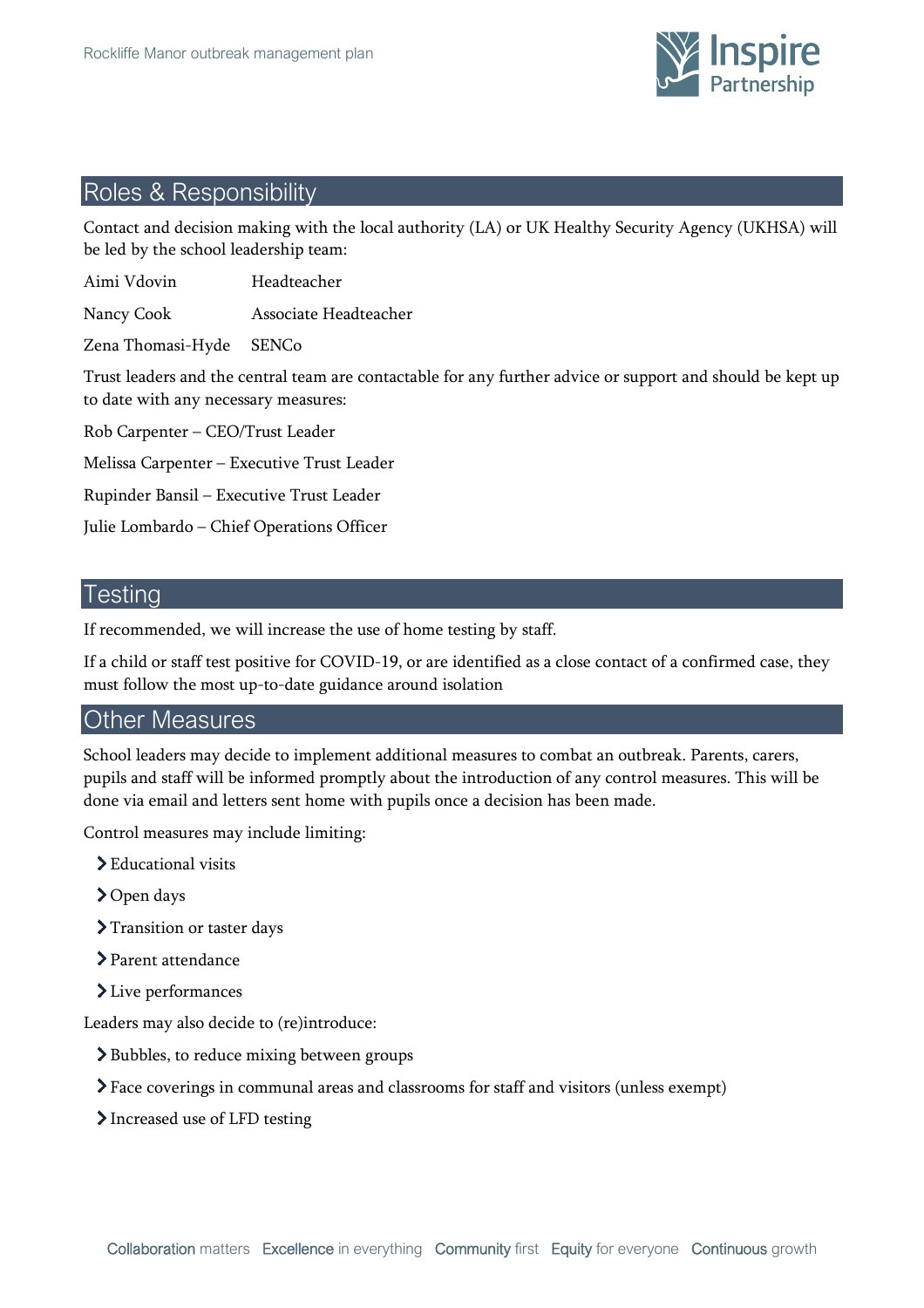## Roles & Responsibility

Contact and decision making with the local authority (LA) or UK Healthy Security Agency (UKHSA) will be led by the school leadership team:

| | |
|---|---|
| Aimi Vdovin | Headteacher |
| Nancy Cook | Associate Headteacher |
| Zena Thomasi-Hyde | SENCo |

Trust leaders and the central team are contactable for any further advice or support and should be kept up to date with any necessary measures:

Rob Carpenter – CEO/Trust Leader

Melissa Carpenter – Executive Trust Leader

Rupinder Bansil – Executive Trust Leader

Julie Lombardo – Chief Operations Officer

## Testing

If recommended, we will increase the use of home testing by staff.

If a child or staff test positive for COVID-19, or are identified as a close contact of a confirmed case, they must follow the most up-to-date guidance around isolation

## Other Measures

School leaders may decide to implement additional measures to combat an outbreak. Parents, carers, pupils and staff will be informed promptly about the introduction of any control measures. This will be done via email and letters sent home with pupils once a decision has been made.

Control measures may include limiting:

- Educational visits
- Open days
- Transition or taster days
- Parent attendance
- Live performances

Leaders may also decide to (re)introduce:

- Bubbles, to reduce mixing between groups
- Face coverings in communal areas and classrooms for staff and visitors (unless exempt)
- Increased use of LFD testing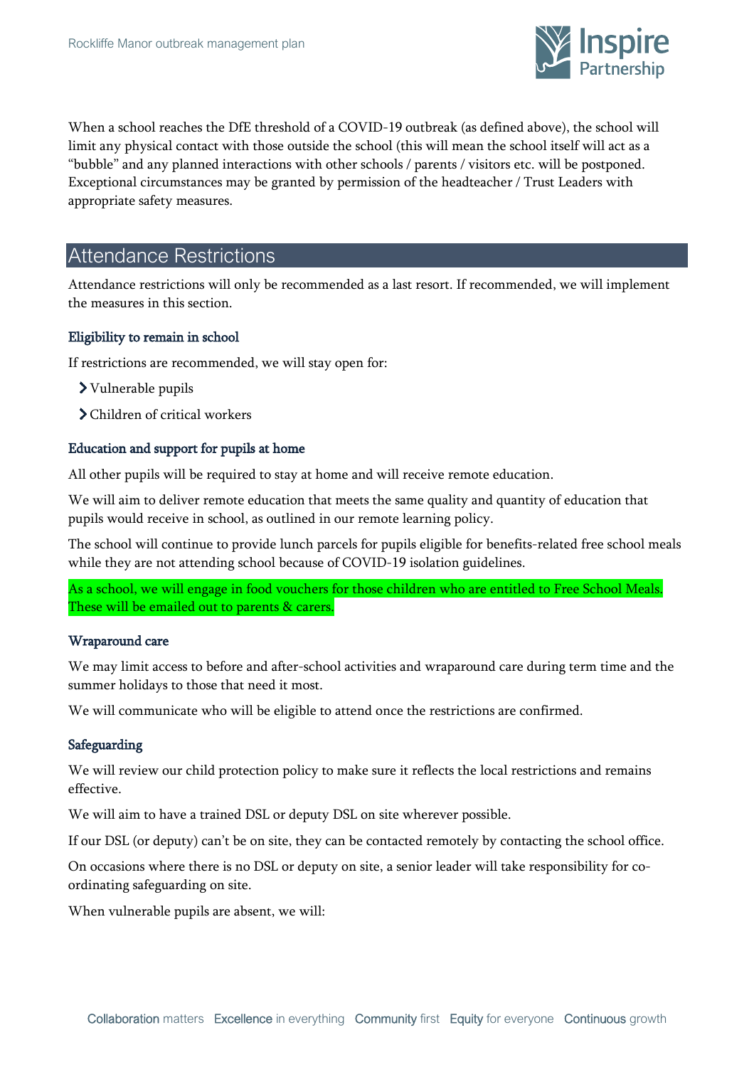When a school reaches the DfE threshold of a COVID-19 outbreak (as defined above), the school will limit any physical contact with those outside the school (this will mean the school itself will act as a "bubble" and any planned interactions with other schools / parents / visitors etc. will be postponed. Exceptional circumstances may be granted by permission of the headteacher / Trust Leaders with appropriate safety measures.

## Attendance Restrictions

Attendance restrictions will only be recommended as a last resort. If recommended, we will implement the measures in this section.

### Eligibility to remain in school

If restrictions are recommended, we will stay open for:

- Vulnerable pupils
- Children of critical workers

### Education and support for pupils at home

All other pupils will be required to stay at home and will receive remote education.

We will aim to deliver remote education that meets the same quality and quantity of education that pupils would receive in school, as outlined in our remote learning policy.

The school will continue to provide lunch parcels for pupils eligible for benefits-related free school meals while they are not attending school because of COVID-19 isolation guidelines.

As a school, we will engage in food vouchers for those children who are entitled to Free School Meals. These will be emailed out to parents & carers.

### Wraparound care

We may limit access to before and after-school activities and wraparound care during term time and the summer holidays to those that need it most.

We will communicate who will be eligible to attend once the restrictions are confirmed.

### Safeguarding

We will review our child protection policy to make sure it reflects the local restrictions and remains effective.

We will aim to have a trained DSL or deputy DSL on site wherever possible.

If our DSL (or deputy) can't be on site, they can be contacted remotely by contacting the school office.

On occasions where there is no DSL or deputy on site, a senior leader will take responsibility for co-ordinating safeguarding on site.

When vulnerable pupils are absent, we will: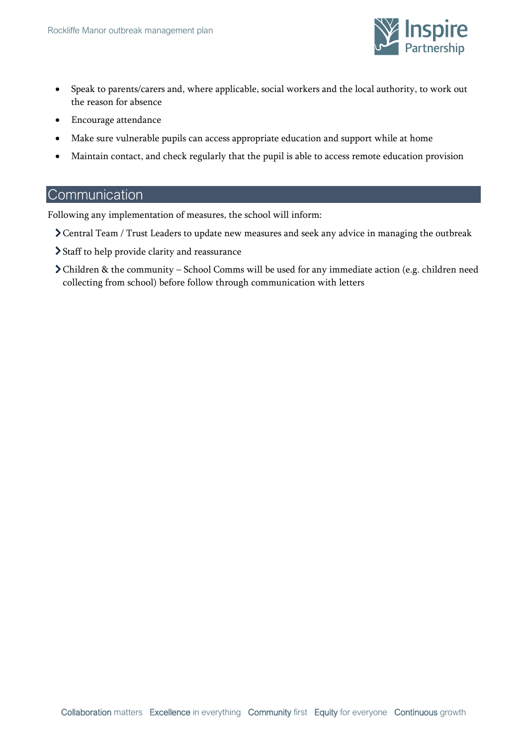- Speak to parents/carers and, where applicable, social workers and the local authority, to work out the reason for absence
- Encourage attendance
- Make sure vulnerable pupils can access appropriate education and support while at home
- Maintain contact, and check regularly that the pupil is able to access remote education provision

## Communication

Following any implementation of measures, the school will inform:

- Central Team / Trust Leaders to update new measures and seek any advice in managing the outbreak
- Staff to help provide clarity and reassurance
- Children & the community – School Comms will be used for any immediate action (e.g. children need collecting from school) before follow through communication with letters